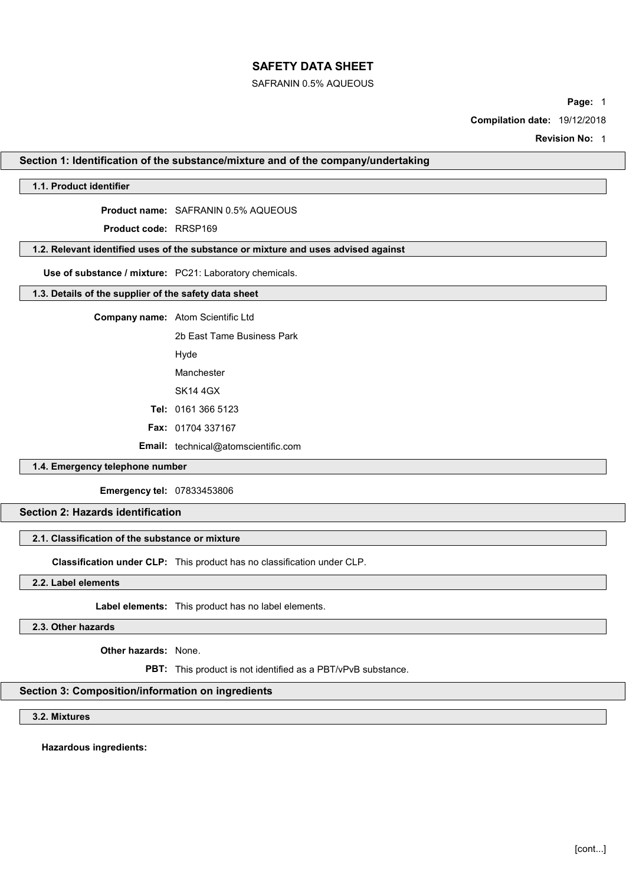# SAFETY DATA SHEET

SAFRANIN 0.5% AQUEOUS

**Page:** 1

**Compilation date:** 19/12/2018

**Revision No:** 1

## Section 1: Identification of the substance/mixture and of the company/undertaking

### 1.1. Product identifier

**Product name:** SAFRANIN 0.5% AQUEOUS

**Product code:** RRSP169

### 1.2. Relevant identified uses of the substance or mixture and uses advised against

**Use of substance / mixture:** PC21: Laboratory chemicals.

### 1.3. Details of the supplier of the safety data sheet

**Company name:** Atom Scientific Ltd

2b East Tame Business Park

Hyde

Manchester

SK14 4GX

**Tel:** 0161 366 5123

**Fax:** 01704 337167

**Email:** technical@atomscientific.com

### 1.4. Emergency telephone number

**Emergency tel:** 07833453806

## Section 2: Hazards identification

### 2.1. Classification of the substance or mixture

**Classification under CLP:** This product has no classification under CLP.

### 2.2. Label elements

**Label elements:** This product has no label elements.

### 2.3. Other hazards

**Other hazards:** None.

**PBT:** This product is not identified as a PBT/vPvB substance.

## Section 3: Composition/information on ingredients

### 3.2. Mixtures

**Hazardous ingredients:**

[cont...]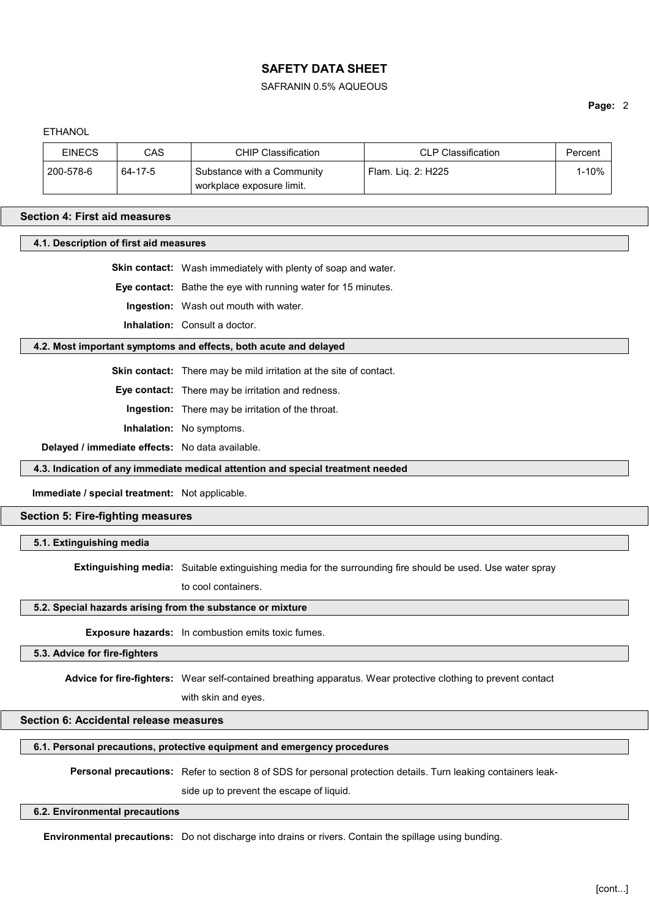ETHANOL

| EINECS | CAS | CHIP Classification | CLP Classification | Percent |
|---|---|---|---|---|
| 200-578-6 | 64-17-5 | Substance with a Community workplace exposure limit. | Flam. Liq. 2: H225 | 1-10% |

## Section 4: First aid measures

### 4.1. Description of first aid measures

**Skin contact:** Wash immediately with plenty of soap and water.

**Eye contact:** Bathe the eye with running water for 15 minutes.

**Ingestion:** Wash out mouth with water.

**Inhalation:** Consult a doctor.

### 4.2. Most important symptoms and effects, both acute and delayed

**Skin contact:** There may be mild irritation at the site of contact.

**Eye contact:** There may be irritation and redness.

**Ingestion:** There may be irritation of the throat.

**Inhalation:** No symptoms.

**Delayed / immediate effects:** No data available.

### 4.3. Indication of any immediate medical attention and special treatment needed

**Immediate / special treatment:** Not applicable.

## Section 5: Fire-fighting measures

### 5.1. Extinguishing media

**Extinguishing media:** Suitable extinguishing media for the surrounding fire should be used. Use water spray to cool containers.

### 5.2. Special hazards arising from the substance or mixture

**Exposure hazards:** In combustion emits toxic fumes.

### 5.3. Advice for fire-fighters

**Advice for fire-fighters:** Wear self-contained breathing apparatus. Wear protective clothing to prevent contact with skin and eyes.

## Section 6: Accidental release measures

### 6.1. Personal precautions, protective equipment and emergency procedures

**Personal precautions:** Refer to section 8 of SDS for personal protection details. Turn leaking containers leak-side up to prevent the escape of liquid.

### 6.2. Environmental precautions

**Environmental precautions:** Do not discharge into drains or rivers. Contain the spillage using bunding.

[cont...]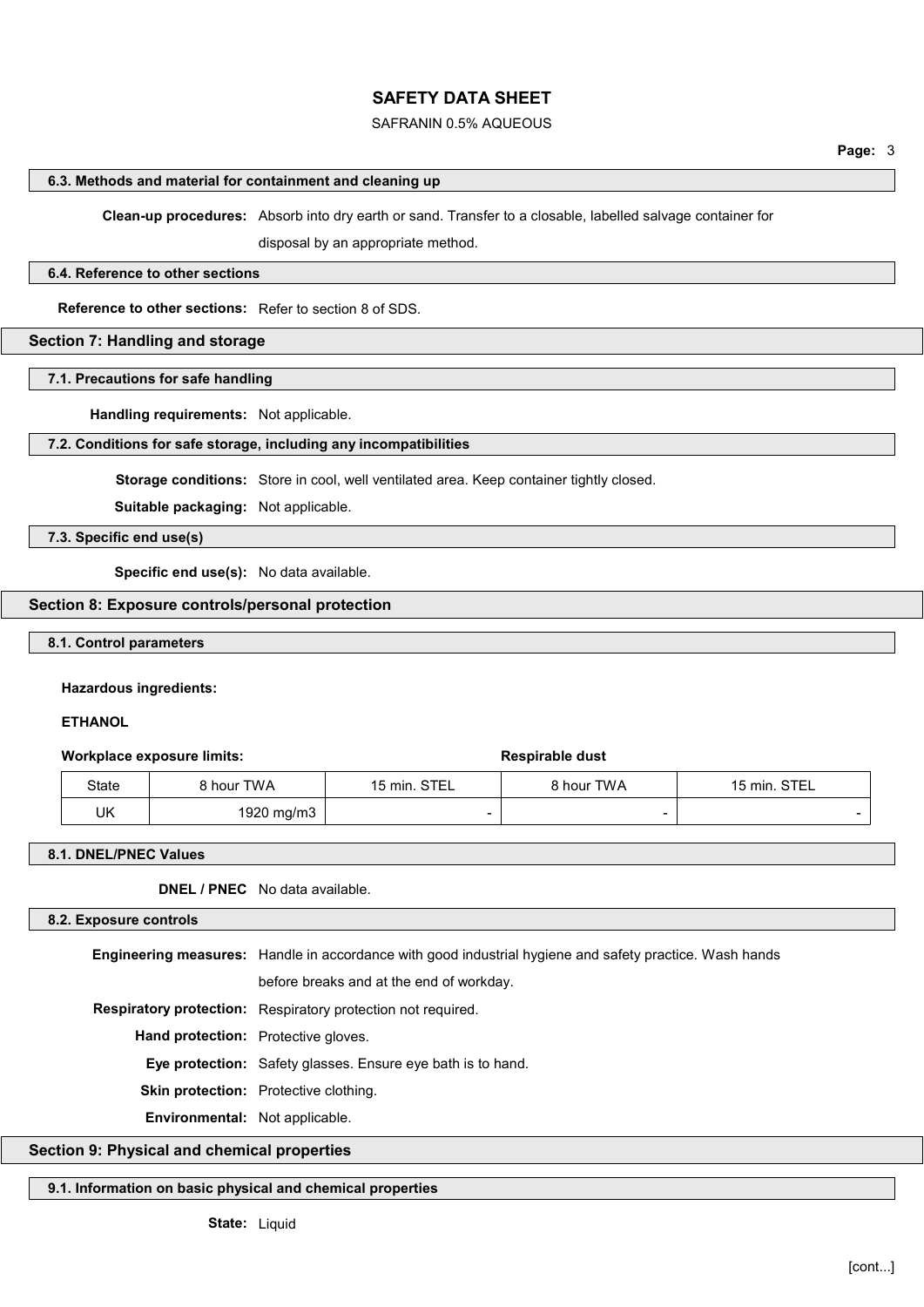### 6.3. Methods and material for containment and cleaning up

**Clean-up procedures:** Absorb into dry earth or sand. Transfer to a closable, labelled salvage container for disposal by an appropriate method.

### 6.4. Reference to other sections

**Reference to other sections:** Refer to section 8 of SDS.

## Section 7: Handling and storage

### 7.1. Precautions for safe handling

**Handling requirements:** Not applicable.

### 7.2. Conditions for safe storage, including any incompatibilities

**Storage conditions:** Store in cool, well ventilated area. Keep container tightly closed.

**Suitable packaging:** Not applicable.

### 7.3. Specific end use(s)

**Specific end use(s):** No data available.

## Section 8: Exposure controls/personal protection

### 8.1. Control parameters

**Hazardous ingredients:**

**ETHANOL**

| **Workplace exposure limits:** | | | **Respirable dust** | |
|---|---|---|---|---|
| State | 8 hour TWA | 15 min. STEL | 8 hour TWA | 15 min. STEL |
| UK | 1920 mg/m3 | - | - | - |

### 8.1. DNEL/PNEC Values

**DNEL / PNEC** No data available.

### 8.2. Exposure controls

**Engineering measures:** Handle in accordance with good industrial hygiene and safety practice. Wash hands before breaks and at the end of workday.

**Respiratory protection:** Respiratory protection not required.

**Hand protection:** Protective gloves.

**Eye protection:** Safety glasses. Ensure eye bath is to hand.

**Skin protection:** Protective clothing.

**Environmental:** Not applicable.

## Section 9: Physical and chemical properties

### 9.1. Information on basic physical and chemical properties

**State:** Liquid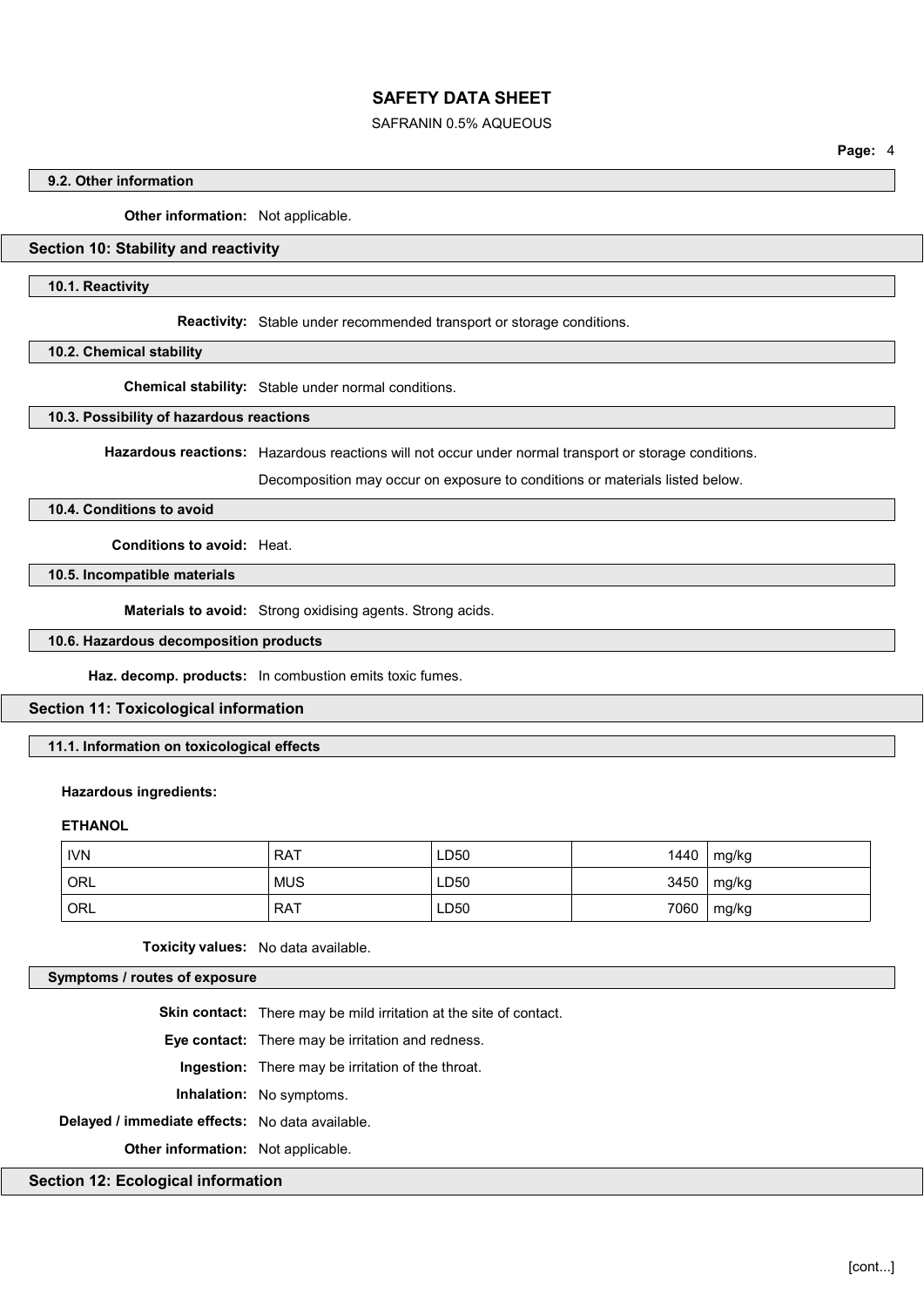### 9.2. Other information

**Other information:** Not applicable.

## Section 10: Stability and reactivity

### 10.1. Reactivity

**Reactivity:** Stable under recommended transport or storage conditions.

### 10.2. Chemical stability

**Chemical stability:** Stable under normal conditions.

### 10.3. Possibility of hazardous reactions

**Hazardous reactions:** Hazardous reactions will not occur under normal transport or storage conditions.

Decomposition may occur on exposure to conditions or materials listed below.

### 10.4. Conditions to avoid

**Conditions to avoid:** Heat.

### 10.5. Incompatible materials

**Materials to avoid:** Strong oxidising agents. Strong acids.

### 10.6. Hazardous decomposition products

**Haz. decomp. products:** In combustion emits toxic fumes.

## Section 11: Toxicological information

### 11.1. Information on toxicological effects

**Hazardous ingredients:**

**ETHANOL**

| | | | | |
|---|---|---|---|---|
| IVN | RAT | LD50 | 1440 | mg/kg |
| ORL | MUS | LD50 | 3450 | mg/kg |
| ORL | RAT | LD50 | 7060 | mg/kg |

**Toxicity values:** No data available.

### Symptoms / routes of exposure

**Skin contact:** There may be mild irritation at the site of contact.

**Eye contact:** There may be irritation and redness.

**Ingestion:** There may be irritation of the throat.

**Inhalation:** No symptoms.

**Delayed / immediate effects:** No data available.

**Other information:** Not applicable.

## Section 12: Ecological information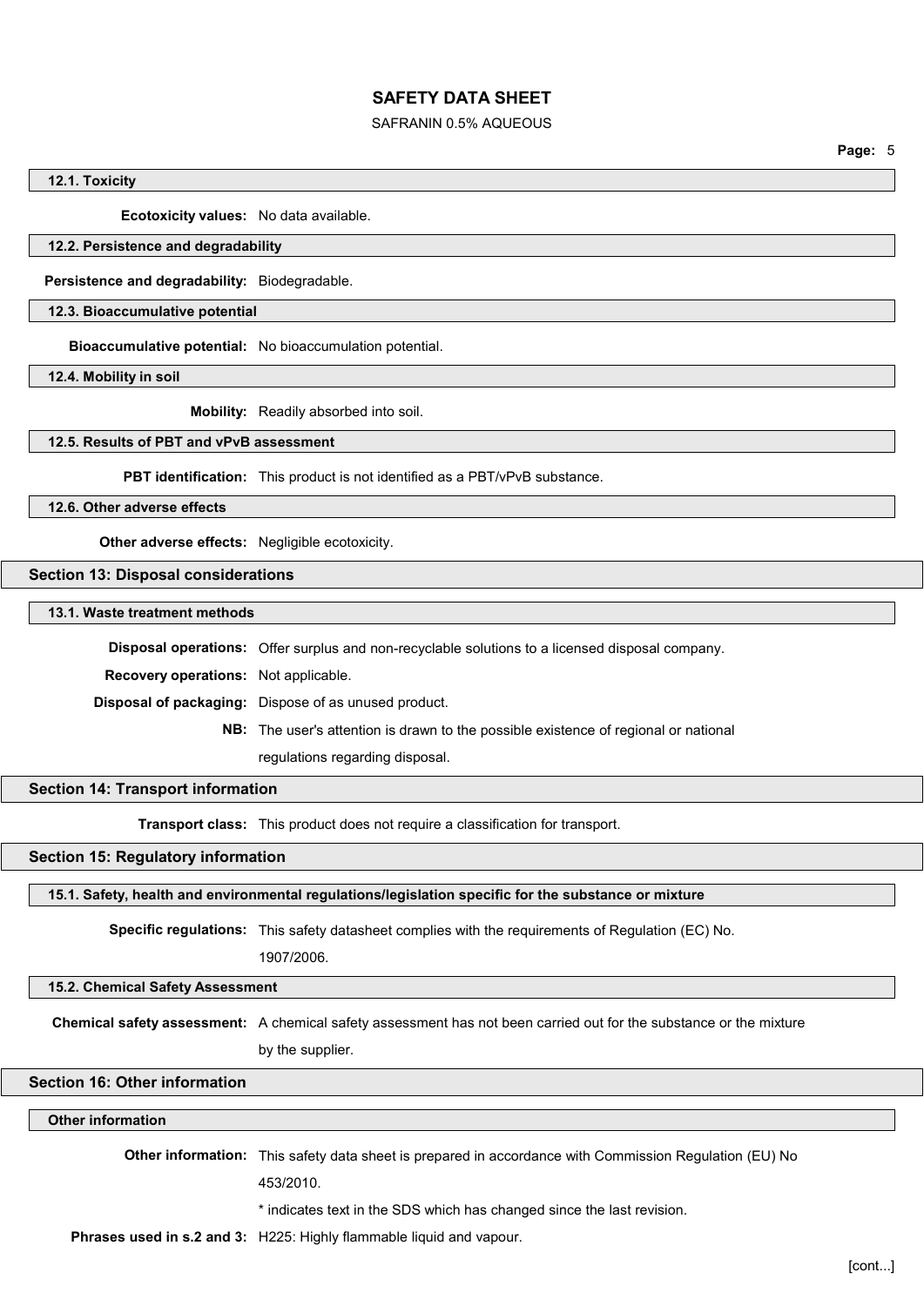### 12.1. Toxicity

**Ecotoxicity values:** No data available.

### 12.2. Persistence and degradability

**Persistence and degradability:** Biodegradable.

### 12.3. Bioaccumulative potential

**Bioaccumulative potential:** No bioaccumulation potential.

### 12.4. Mobility in soil

**Mobility:** Readily absorbed into soil.

### 12.5. Results of PBT and vPvB assessment

**PBT identification:** This product is not identified as a PBT/vPvB substance.

### 12.6. Other adverse effects

**Other adverse effects:** Negligible ecotoxicity.

## Section 13: Disposal considerations

### 13.1. Waste treatment methods

**Disposal operations:** Offer surplus and non-recyclable solutions to a licensed disposal company.

**Recovery operations:** Not applicable.

**Disposal of packaging:** Dispose of as unused product.

**NB:** The user's attention is drawn to the possible existence of regional or national regulations regarding disposal.

## Section 14: Transport information

**Transport class:** This product does not require a classification for transport.

## Section 15: Regulatory information

### 15.1. Safety, health and environmental regulations/legislation specific for the substance or mixture

**Specific regulations:** This safety datasheet complies with the requirements of Regulation (EC) No. 1907/2006.

### 15.2. Chemical Safety Assessment

**Chemical safety assessment:** A chemical safety assessment has not been carried out for the substance or the mixture by the supplier.

## Section 16: Other information

### Other information

**Other information:** This safety data sheet is prepared in accordance with Commission Regulation (EU) No 453/2010.

* indicates text in the SDS which has changed since the last revision.

**Phrases used in s.2 and 3:** H225: Highly flammable liquid and vapour.

[cont...]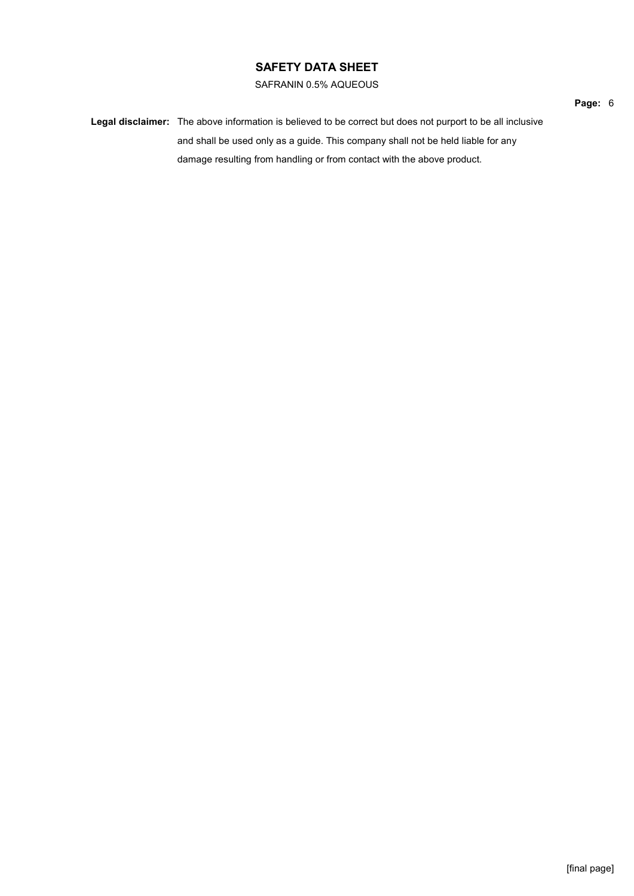**Legal disclaimer:** The above information is believed to be correct but does not purport to be all inclusive and shall be used only as a guide. This company shall not be held liable for any damage resulting from handling or from contact with the above product.

[final page]